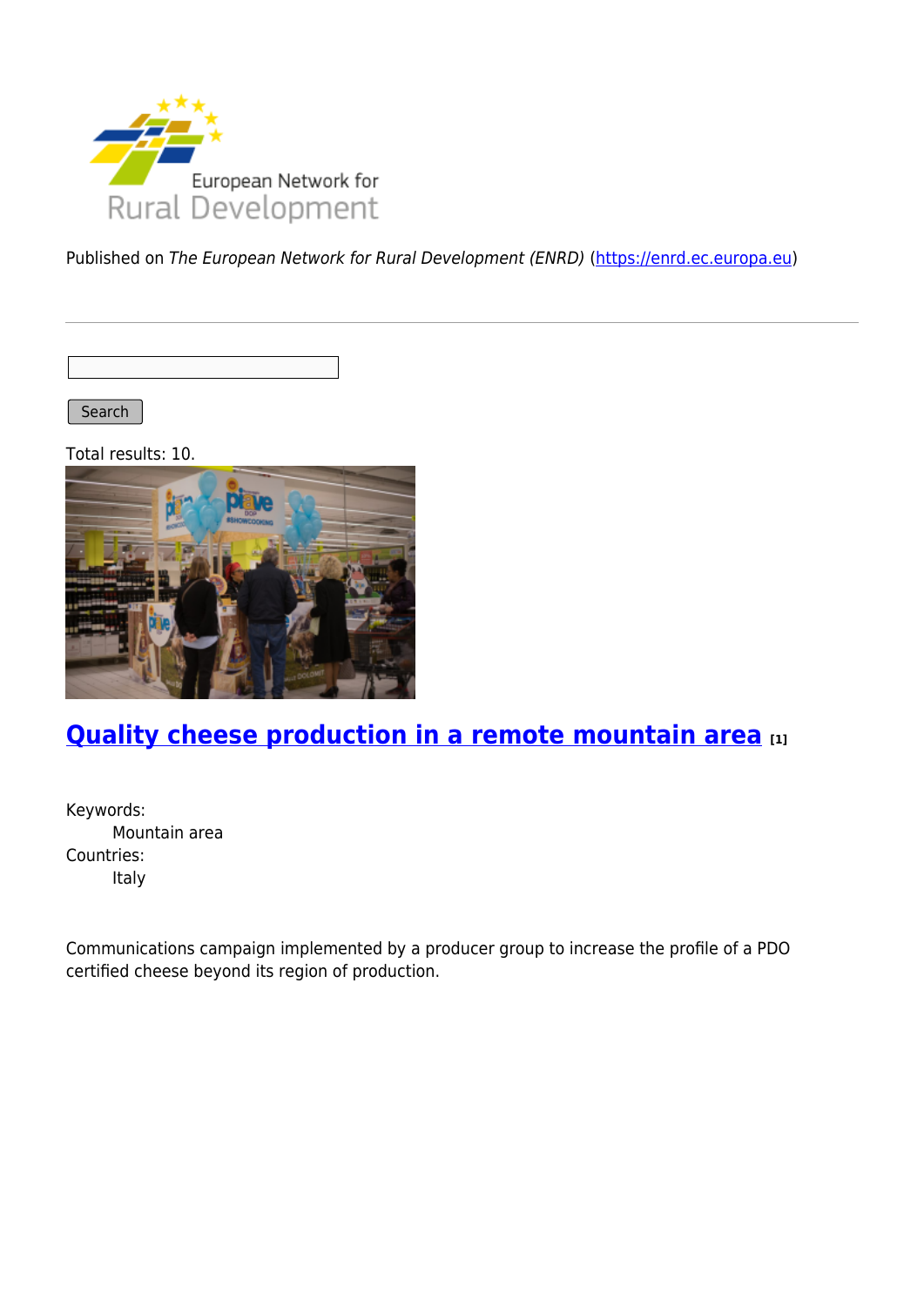Published on *The European Network for Rural Development (ENRD)* (https://enrd.ec.europa.eu)

Search

Total results: 10.

## Quality cheese production in a remote mountain area [1]

Keywords:
  Mountain area
Countries:
  Italy

Communications campaign implemented by a producer group to increase the profile of a PDO certified cheese beyond its region of production.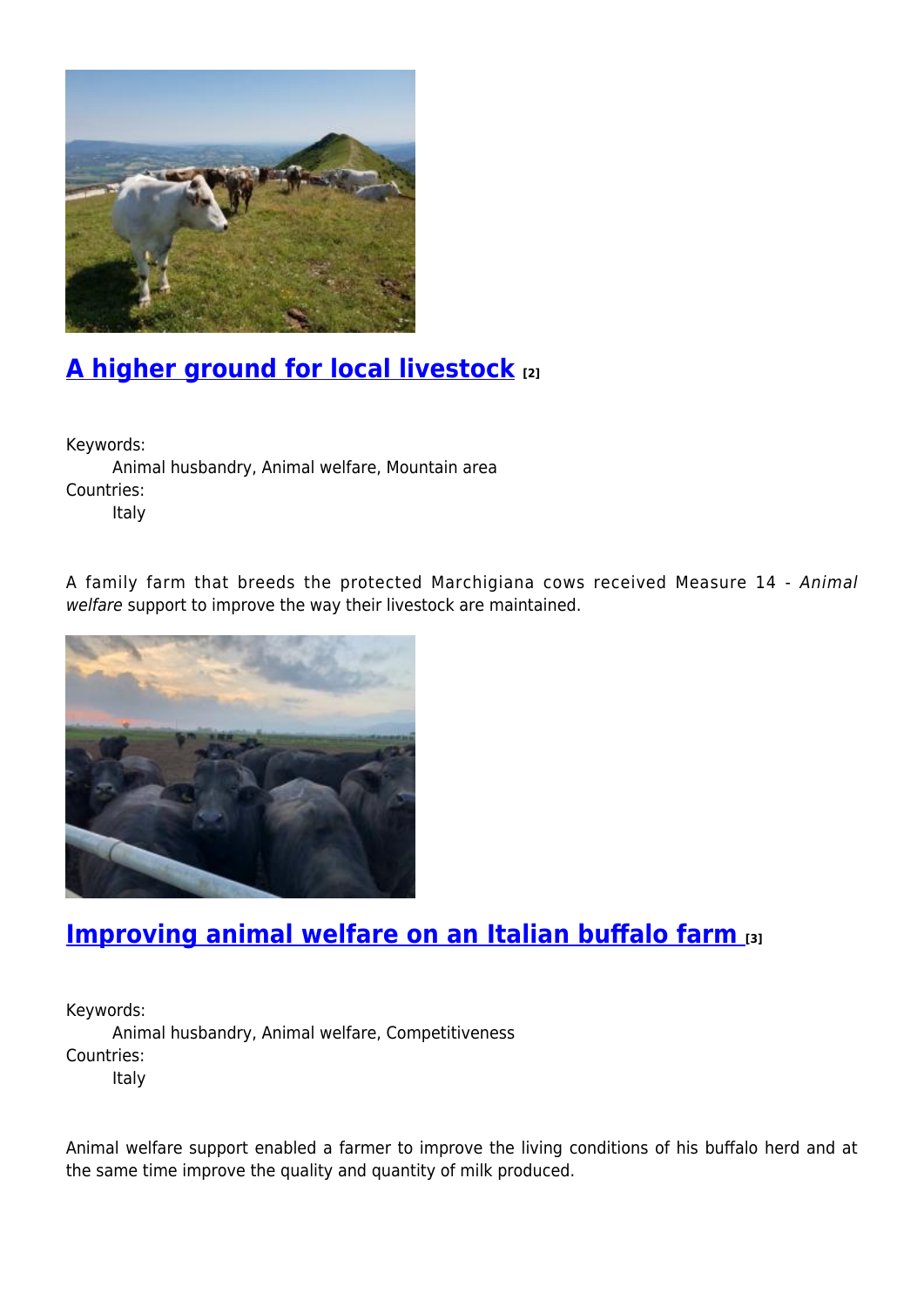## A higher ground for local livestock [2]

Keywords:
 Animal husbandry, Animal welfare, Mountain area
Countries:
 Italy

A family farm that breeds the protected Marchigiana cows received Measure 14 - *Animal welfare* support to improve the way their livestock are maintained.

## Improving animal welfare on an Italian buffalo farm [3]

Keywords:
 Animal husbandry, Animal welfare, Competitiveness
Countries:
 Italy

Animal welfare support enabled a farmer to improve the living conditions of his buffalo herd and at the same time improve the quality and quantity of milk produced.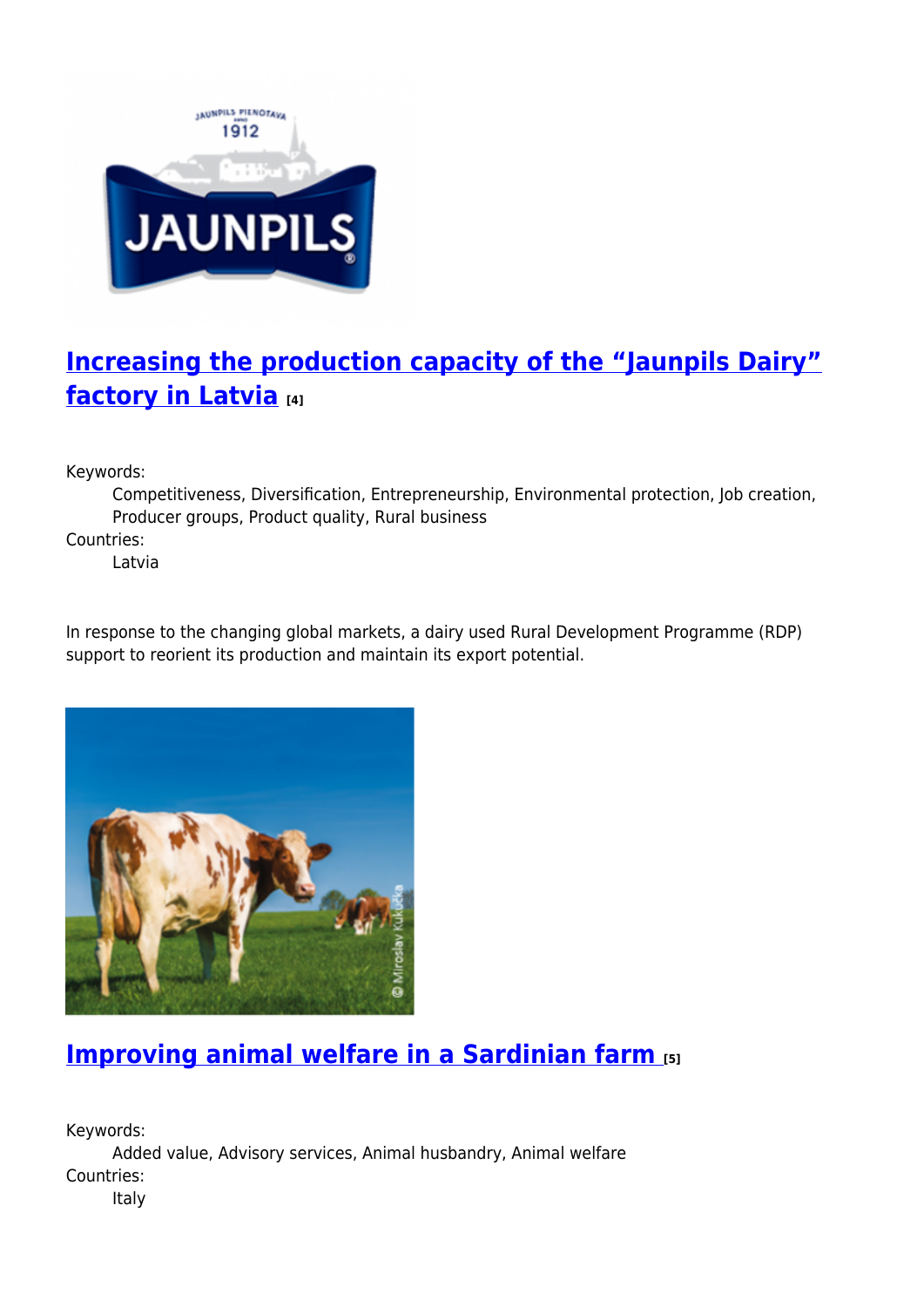## Increasing the production capacity of the “Jaunpils Dairy” factory in Latvia [4]

Keywords:
: Competitiveness, Diversification, Entrepreneurship, Environmental protection, Job creation, Producer groups, Product quality, Rural business

Countries:
: Latvia

In response to the changing global markets, a dairy used Rural Development Programme (RDP) support to reorient its production and maintain its export potential.

## Improving animal welfare in a Sardinian farm [5]

Keywords:
: Added value, Advisory services, Animal husbandry, Animal welfare

Countries:
: Italy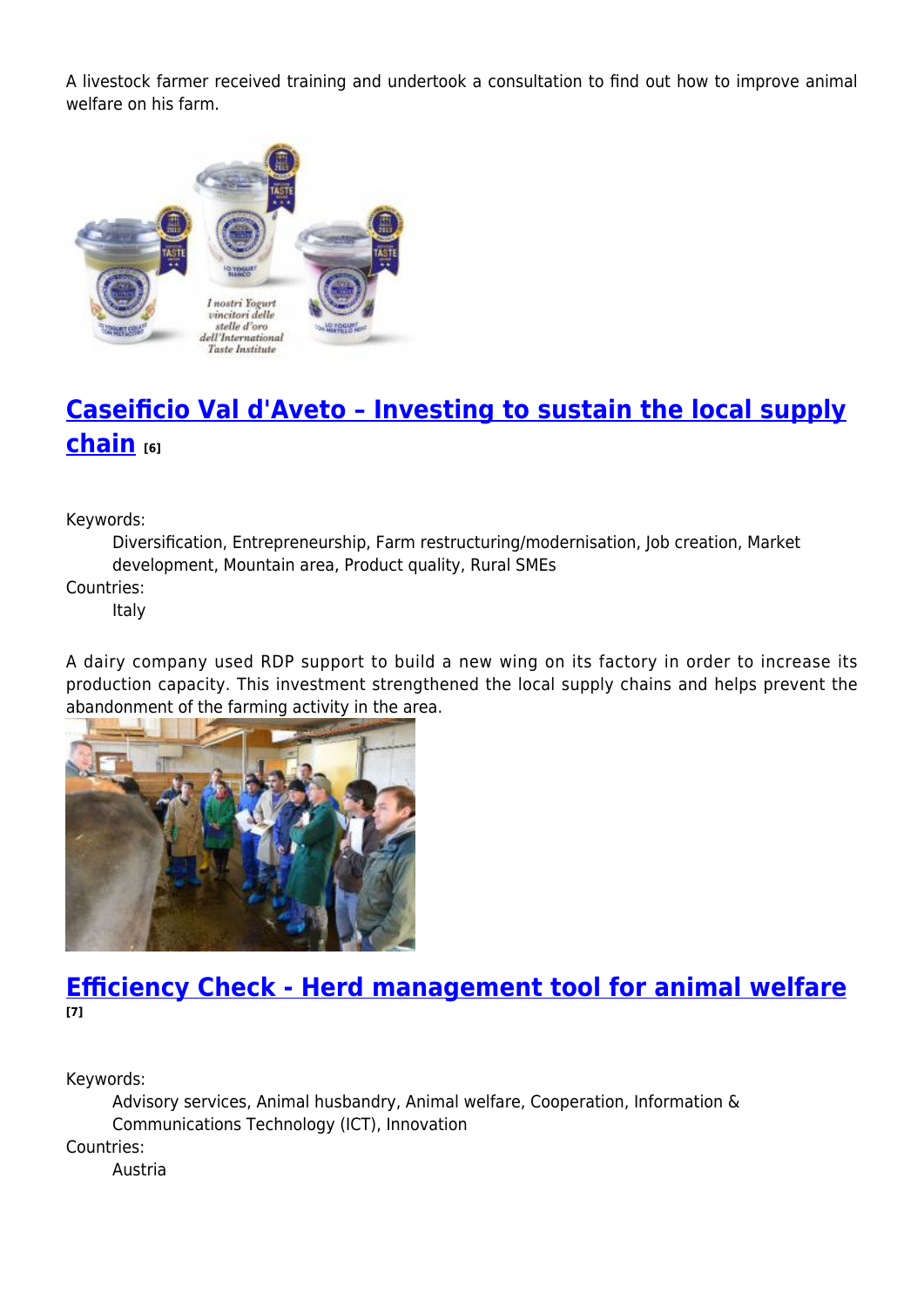A livestock farmer received training and undertook a consultation to find out how to improve animal welfare on his farm.

## Caseificio Val d'Aveto – Investing to sustain the local supply chain [6]

Keywords:
: Diversification, Entrepreneurship, Farm restructuring/modernisation, Job creation, Market development, Mountain area, Product quality, Rural SMEs

Countries:
: Italy

A dairy company used RDP support to build a new wing on its factory in order to increase its production capacity. This investment strengthened the local supply chains and helps prevent the abandonment of the farming activity in the area.

## Efficiency Check - Herd management tool for animal welfare [7]

Keywords:
: Advisory services, Animal husbandry, Animal welfare, Cooperation, Information & Communications Technology (ICT), Innovation

Countries:
: Austria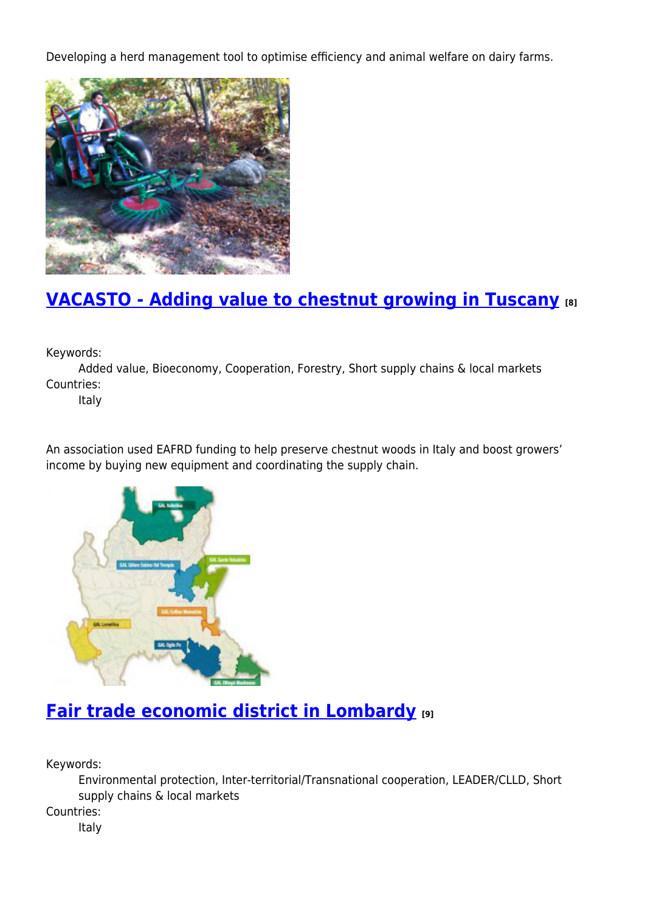Developing a herd management tool to optimise efficiency and animal welfare on dairy farms.

## VACASTO - Adding value to chestnut growing in Tuscany [8]

Keywords:
    Added value, Bioeconomy, Cooperation, Forestry, Short supply chains & local markets
Countries:
    Italy

An association used EAFRD funding to help preserve chestnut woods in Italy and boost growers' income by buying new equipment and coordinating the supply chain.

## Fair trade economic district in Lombardy [9]

Keywords:
    Environmental protection, Inter-territorial/Transnational cooperation, LEADER/CLLD, Short supply chains & local markets
Countries:
    Italy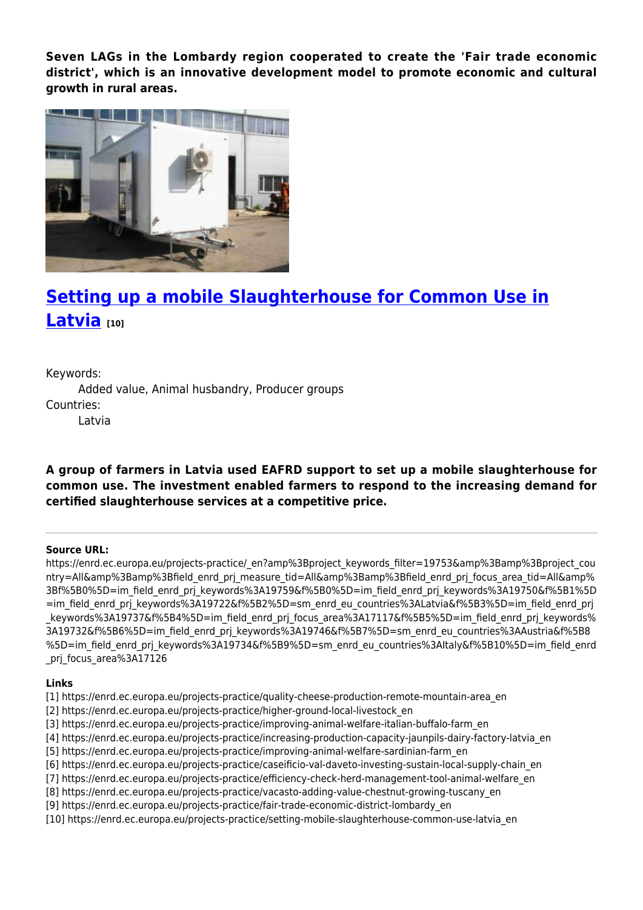**Seven LAGs in the Lombardy region cooperated to create the 'Fair trade economic district', which is an innovative development model to promote economic and cultural growth in rural areas.**

## [Setting up a mobile Slaughterhouse for Common Use in Latvia](https://enrd.ec.europa.eu/projects-practice/setting-mobile-slaughterhouse-common-use-latvia_en) [10]

Keywords:
    Added value, Animal husbandry, Producer groups
Countries:
    Latvia

**A group of farmers in Latvia used EAFRD support to set up a mobile slaughterhouse for common use. The investment enabled farmers to respond to the increasing demand for certified slaughterhouse services at a competitive price.**

---

**Source URL:**
https://enrd.ec.europa.eu/projects-practice/_en?amp%3Bproject_keywords_filter=19753&amp%3Bamp%3Bproject_country=All&amp%3Bamp%3Bfield_enrd_prj_measure_tid=All&amp%3Bamp%3Bfield_enrd_prj_focus_area_tid=All&amp%3Bf%5B0%5D=im_field_enrd_prj_keywords%3A19759&f%5B0%5D=im_field_enrd_prj_keywords%3A19750&f%5B1%5D=im_field_enrd_prj_keywords%3A19722&f%5B2%5D=sm_enrd_eu_countries%3ALatvia&f%5B3%5D=im_field_enrd_prj_keywords%3A19737&f%5B4%5D=im_field_enrd_prj_focus_area%3A17117&f%5B5%5D=im_field_enrd_prj_keywords%3A19732&f%5B6%5D=im_field_enrd_prj_keywords%3A19746&f%5B7%5D=sm_enrd_eu_countries%3AAustria&f%5B8%5D=im_field_enrd_prj_keywords%3A19734&f%5B9%5D=sm_enrd_eu_countries%3AItaly&f%5B10%5D=im_field_enrd_prj_focus_area%3A17126

**Links**
[1] https://enrd.ec.europa.eu/projects-practice/quality-cheese-production-remote-mountain-area_en
[2] https://enrd.ec.europa.eu/projects-practice/higher-ground-local-livestock_en
[3] https://enrd.ec.europa.eu/projects-practice/improving-animal-welfare-italian-buffalo-farm_en
[4] https://enrd.ec.europa.eu/projects-practice/increasing-production-capacity-jaunpils-dairy-factory-latvia_en
[5] https://enrd.ec.europa.eu/projects-practice/improving-animal-welfare-sardinian-farm_en
[6] https://enrd.ec.europa.eu/projects-practice/caseificio-val-daveto-investing-sustain-local-supply-chain_en
[7] https://enrd.ec.europa.eu/projects-practice/efficiency-check-herd-management-tool-animal-welfare_en
[8] https://enrd.ec.europa.eu/projects-practice/vacasto-adding-value-chestnut-growing-tuscany_en
[9] https://enrd.ec.europa.eu/projects-practice/fair-trade-economic-district-lombardy_en
[10] https://enrd.ec.europa.eu/projects-practice/setting-mobile-slaughterhouse-common-use-latvia_en